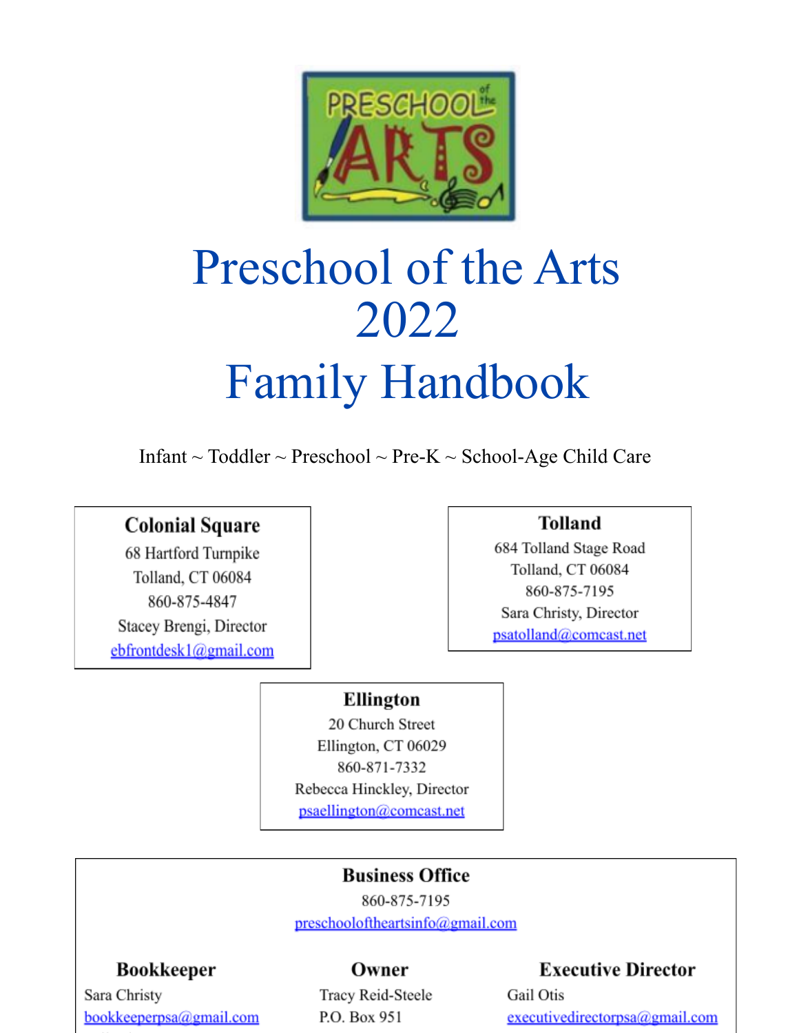# Preschool of the Arts 2022 Family Handbook

Infant ~ Toddler ~ Preschool ~ Pre-K ~ School-Age Child Care

**Colonial Square**
68 Hartford Turnpike
Tolland, CT 06084
860-875-4847
Stacey Brengi, Director
ebfrontdesk1@gmail.com

**Tolland**
684 Tolland Stage Road
Tolland, CT 06084
860-875-7195
Sara Christy, Director
psatolland@comcast.net

**Ellington**
20 Church Street
Ellington, CT 06029
860-871-7332
Rebecca Hinckley, Director
psaellington@comcast.net

**Business Office**
860-875-7195
preschooloftheartsinfo@gmail.com

**Bookkeeper**
Sara Christy
bookkeeperpsa@gmail.com

**Owner**
Tracy Reid-Steele
P.O. Box 951

**Executive Director**
Gail Otis
executivedirectorpsa@gmail.com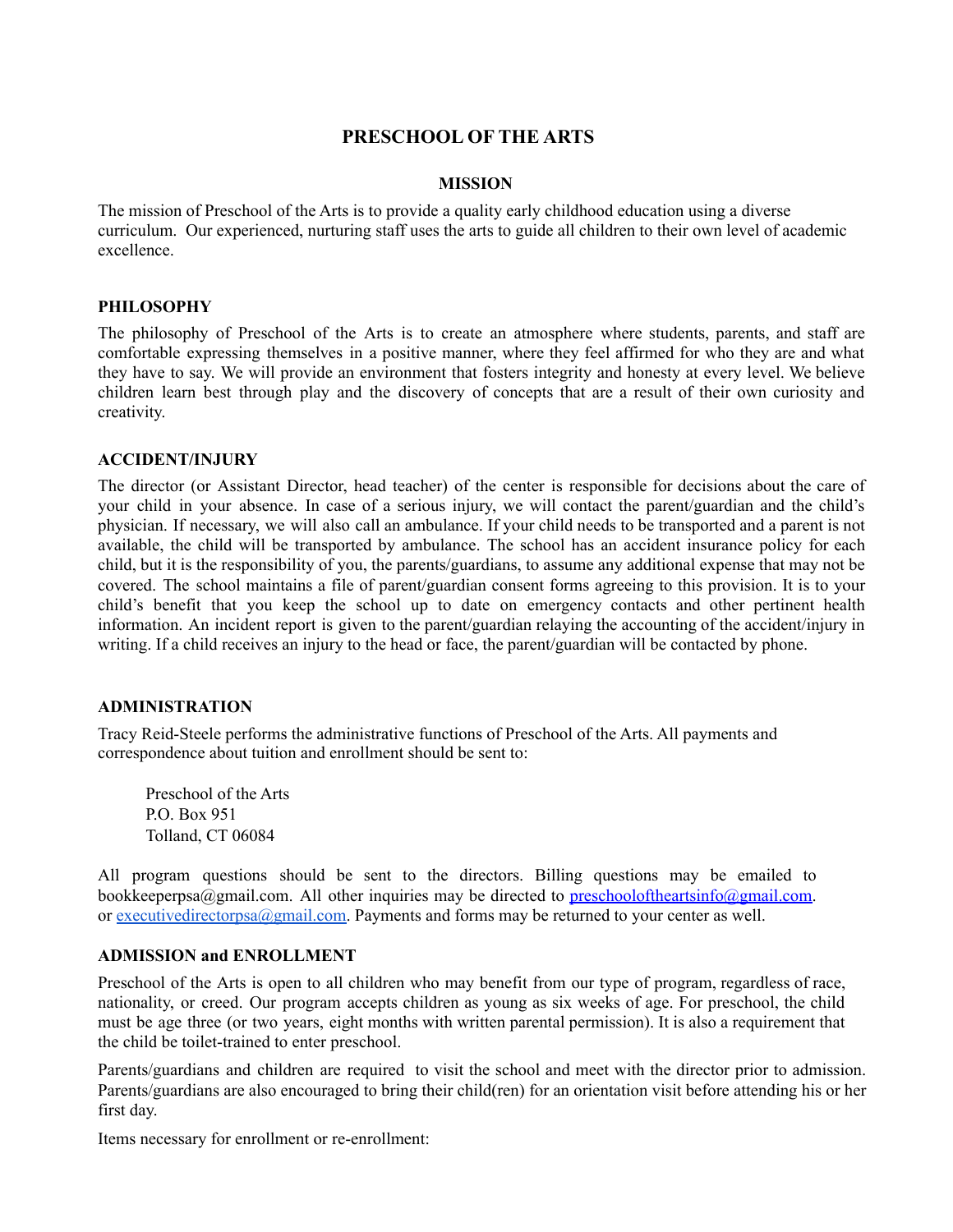# PRESCHOOL OF THE ARTS

## MISSION

The mission of Preschool of the Arts is to provide a quality early childhood education using a diverse curriculum. Our experienced, nurturing staff uses the arts to guide all children to their own level of academic excellence.

### PHILOSOPHY

The philosophy of Preschool of the Arts is to create an atmosphere where students, parents, and staff are comfortable expressing themselves in a positive manner, where they feel affirmed for who they are and what they have to say. We will provide an environment that fosters integrity and honesty at every level. We believe children learn best through play and the discovery of concepts that are a result of their own curiosity and creativity.

### ACCIDENT/INJURY

The director (or Assistant Director, head teacher) of the center is responsible for decisions about the care of your child in your absence. In case of a serious injury, we will contact the parent/guardian and the child's physician. If necessary, we will also call an ambulance. If your child needs to be transported and a parent is not available, the child will be transported by ambulance. The school has an accident insurance policy for each child, but it is the responsibility of you, the parents/guardians, to assume any additional expense that may not be covered. The school maintains a file of parent/guardian consent forms agreeing to this provision. It is to your child's benefit that you keep the school up to date on emergency contacts and other pertinent health information. An incident report is given to the parent/guardian relaying the accounting of the accident/injury in writing. If a child receives an injury to the head or face, the parent/guardian will be contacted by phone.

### ADMINISTRATION

Tracy Reid-Steele performs the administrative functions of Preschool of the Arts. All payments and correspondence about tuition and enrollment should be sent to:

Preschool of the Arts
P.O. Box 951
Tolland, CT 06084

All program questions should be sent to the directors. Billing questions may be emailed to bookkeeperpsa@gmail.com. All other inquiries may be directed to preschooloftheartsinfo@gmail.com. or executivedirectorpsa@gmail.com. Payments and forms may be returned to your center as well.

### ADMISSION and ENROLLMENT

Preschool of the Arts is open to all children who may benefit from our type of program, regardless of race, nationality, or creed. Our program accepts children as young as six weeks of age. For preschool, the child must be age three (or two years, eight months with written parental permission). It is also a requirement that the child be toilet-trained to enter preschool.

Parents/guardians and children are required to visit the school and meet with the director prior to admission. Parents/guardians are also encouraged to bring their child(ren) for an orientation visit before attending his or her first day.

Items necessary for enrollment or re-enrollment: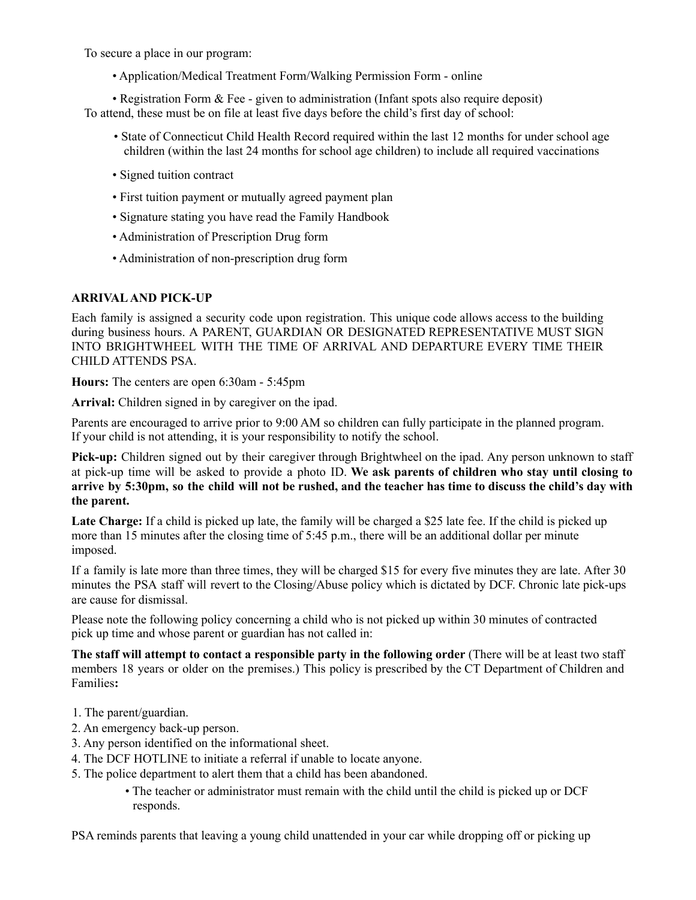To secure a place in our program:

- Application/Medical Treatment Form/Walking Permission Form - online
- Registration Form & Fee - given to administration (Infant spots also require deposit)

To attend, these must be on file at least five days before the child's first day of school:

- State of Connecticut Child Health Record required within the last 12 months for under school age children (within the last 24 months for school age children) to include all required vaccinations
- Signed tuition contract
- First tuition payment or mutually agreed payment plan
- Signature stating you have read the Family Handbook
- Administration of Prescription Drug form
- Administration of non-prescription drug form

**ARRIVAL AND PICK-UP**

Each family is assigned a security code upon registration. This unique code allows access to the building during business hours. A PARENT, GUARDIAN OR DESIGNATED REPRESENTATIVE MUST SIGN INTO BRIGHTWHEEL WITH THE TIME OF ARRIVAL AND DEPARTURE EVERY TIME THEIR CHILD ATTENDS PSA.

**Hours:** The centers are open 6:30am - 5:45pm

**Arrival:** Children signed in by caregiver on the ipad.

Parents are encouraged to arrive prior to 9:00 AM so children can fully participate in the planned program. If your child is not attending, it is your responsibility to notify the school.

**Pick-up:** Children signed out by their caregiver through Brightwheel on the ipad. Any person unknown to staff at pick-up time will be asked to provide a photo ID. **We ask parents of children who stay until closing to arrive by 5:30pm, so the child will not be rushed, and the teacher has time to discuss the child's day with the parent.**

**Late Charge:** If a child is picked up late, the family will be charged a $25 late fee. If the child is picked up more than 15 minutes after the closing time of 5:45 p.m., there will be an additional dollar per minute imposed.

If a family is late more than three times, they will be charged $15 for every five minutes they are late. After 30 minutes the PSA staff will revert to the Closing/Abuse policy which is dictated by DCF. Chronic late pick-ups are cause for dismissal.

Please note the following policy concerning a child who is not picked up within 30 minutes of contracted pick up time and whose parent or guardian has not called in:

**The staff will attempt to contact a responsible party in the following order** (There will be at least two staff members 18 years or older on the premises.) This policy is prescribed by the CT Department of Children and Families**:**

1. The parent/guardian.
2. An emergency back-up person.
3. Any person identified on the informational sheet.
4. The DCF HOTLINE to initiate a referral if unable to locate anyone.
5. The police department to alert them that a child has been abandoned.
   - The teacher or administrator must remain with the child until the child is picked up or DCF responds.

PSA reminds parents that leaving a young child unattended in your car while dropping off or picking up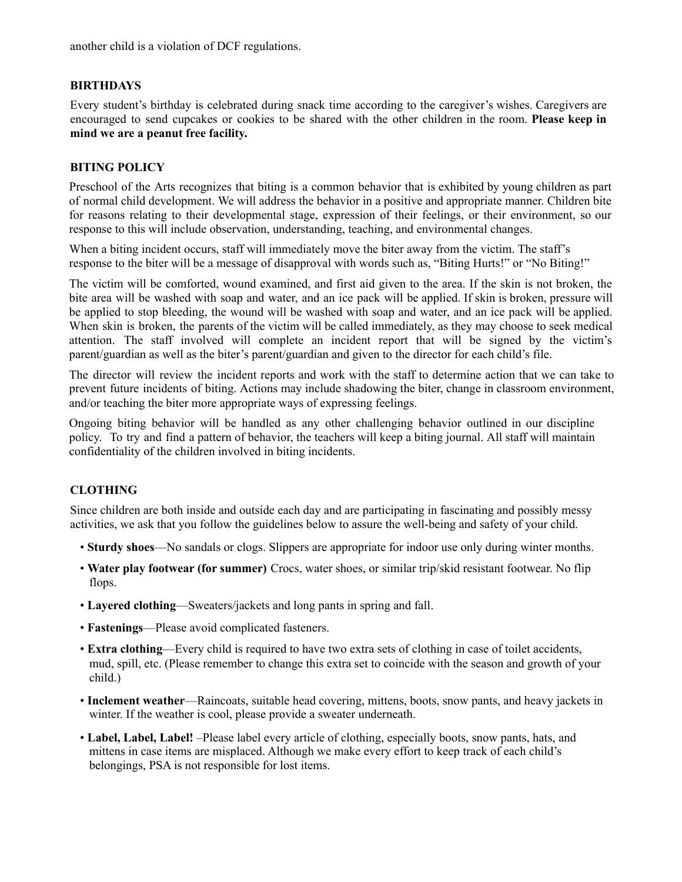another child is a violation of DCF regulations.

## BIRTHDAYS

Every student's birthday is celebrated during snack time according to the caregiver's wishes. Caregivers are encouraged to send cupcakes or cookies to be shared with the other children in the room. **Please keep in mind we are a peanut free facility.**

## BITING POLICY

Preschool of the Arts recognizes that biting is a common behavior that is exhibited by young children as part of normal child development. We will address the behavior in a positive and appropriate manner. Children bite for reasons relating to their developmental stage, expression of their feelings, or their environment, so our response to this will include observation, understanding, teaching, and environmental changes.

When a biting incident occurs, staff will immediately move the biter away from the victim. The staff's response to the biter will be a message of disapproval with words such as, "Biting Hurts!" or "No Biting!"

The victim will be comforted, wound examined, and first aid given to the area. If the skin is not broken, the bite area will be washed with soap and water, and an ice pack will be applied. If skin is broken, pressure will be applied to stop bleeding, the wound will be washed with soap and water, and an ice pack will be applied. When skin is broken, the parents of the victim will be called immediately, as they may choose to seek medical attention. The staff involved will complete an incident report that will be signed by the victim's parent/guardian as well as the biter's parent/guardian and given to the director for each child's file.

The director will review the incident reports and work with the staff to determine action that we can take to prevent future incidents of biting. Actions may include shadowing the biter, change in classroom environment, and/or teaching the biter more appropriate ways of expressing feelings.

Ongoing biting behavior will be handled as any other challenging behavior outlined in our discipline policy. To try and find a pattern of behavior, the teachers will keep a biting journal. All staff will maintain confidentiality of the children involved in biting incidents.

## CLOTHING

Since children are both inside and outside each day and are participating in fascinating and possibly messy activities, we ask that you follow the guidelines below to assure the well-being and safety of your child.

- **Sturdy shoes**—No sandals or clogs. Slippers are appropriate for indoor use only during winter months.
- **Water play footwear (for summer)** Crocs, water shoes, or similar trip/skid resistant footwear. No flip flops.
- **Layered clothing**—Sweaters/jackets and long pants in spring and fall.
- **Fastenings**—Please avoid complicated fasteners.
- **Extra clothing**—Every child is required to have two extra sets of clothing in case of toilet accidents, mud, spill, etc. (Please remember to change this extra set to coincide with the season and growth of your child.)
- **Inclement weather**—Raincoats, suitable head covering, mittens, boots, snow pants, and heavy jackets in winter. If the weather is cool, please provide a sweater underneath.
- **Label, Label, Label!** –Please label every article of clothing, especially boots, snow pants, hats, and mittens in case items are misplaced. Although we make every effort to keep track of each child's belongings, PSA is not responsible for lost items.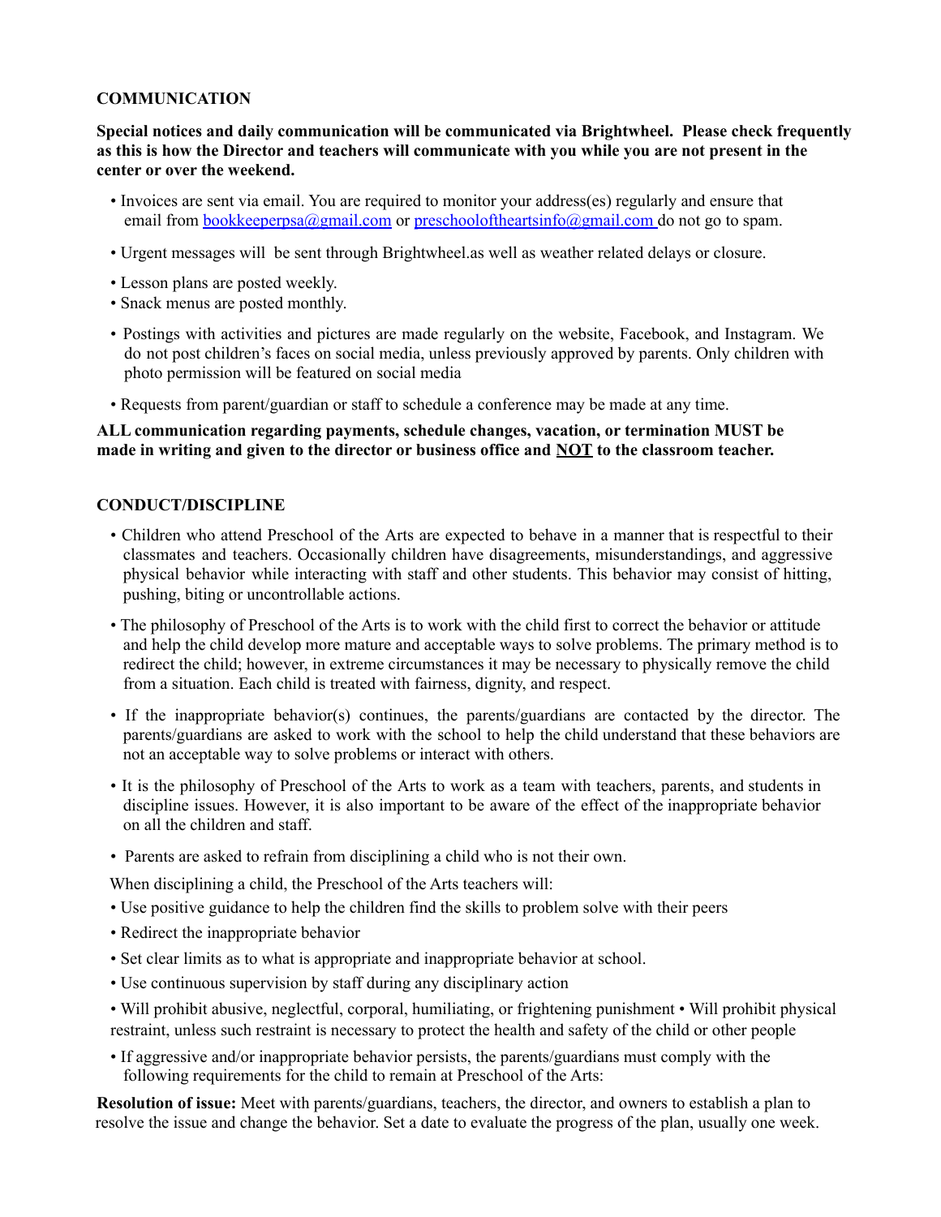**COMMUNICATION**

**Special notices and daily communication will be communicated via Brightwheel. Please check frequently as this is how the Director and teachers will communicate with you while you are not present in the center or over the weekend.**

- Invoices are sent via email. You are required to monitor your address(es) regularly and ensure that email from bookkeeperpsa@gmail.com or preschooloftheartsinfo@gmail.com do not go to spam.
- Urgent messages will be sent through Brightwheel.as well as weather related delays or closure.
- Lesson plans are posted weekly.
- Snack menus are posted monthly.
- Postings with activities and pictures are made regularly on the website, Facebook, and Instagram. We do not post children's faces on social media, unless previously approved by parents. Only children with photo permission will be featured on social media
- Requests from parent/guardian or staff to schedule a conference may be made at any time.

**ALL communication regarding payments, schedule changes, vacation, or termination MUST be made in writing and given to the director or business office and <u>NOT</u> to the classroom teacher.**

**CONDUCT/DISCIPLINE**

- Children who attend Preschool of the Arts are expected to behave in a manner that is respectful to their classmates and teachers. Occasionally children have disagreements, misunderstandings, and aggressive physical behavior while interacting with staff and other students. This behavior may consist of hitting, pushing, biting or uncontrollable actions.
- The philosophy of Preschool of the Arts is to work with the child first to correct the behavior or attitude and help the child develop more mature and acceptable ways to solve problems. The primary method is to redirect the child; however, in extreme circumstances it may be necessary to physically remove the child from a situation. Each child is treated with fairness, dignity, and respect.
- If the inappropriate behavior(s) continues, the parents/guardians are contacted by the director. The parents/guardians are asked to work with the school to help the child understand that these behaviors are not an acceptable way to solve problems or interact with others.
- It is the philosophy of Preschool of the Arts to work as a team with teachers, parents, and students in discipline issues. However, it is also important to be aware of the effect of the inappropriate behavior on all the children and staff.
- Parents are asked to refrain from disciplining a child who is not their own.

When disciplining a child, the Preschool of the Arts teachers will:

- Use positive guidance to help the children find the skills to problem solve with their peers
- Redirect the inappropriate behavior
- Set clear limits as to what is appropriate and inappropriate behavior at school.
- Use continuous supervision by staff during any disciplinary action
- Will prohibit abusive, neglectful, corporal, humiliating, or frightening punishment • Will prohibit physical restraint, unless such restraint is necessary to protect the health and safety of the child or other people
- If aggressive and/or inappropriate behavior persists, the parents/guardians must comply with the following requirements for the child to remain at Preschool of the Arts:

**Resolution of issue:** Meet with parents/guardians, teachers, the director, and owners to establish a plan to resolve the issue and change the behavior. Set a date to evaluate the progress of the plan, usually one week.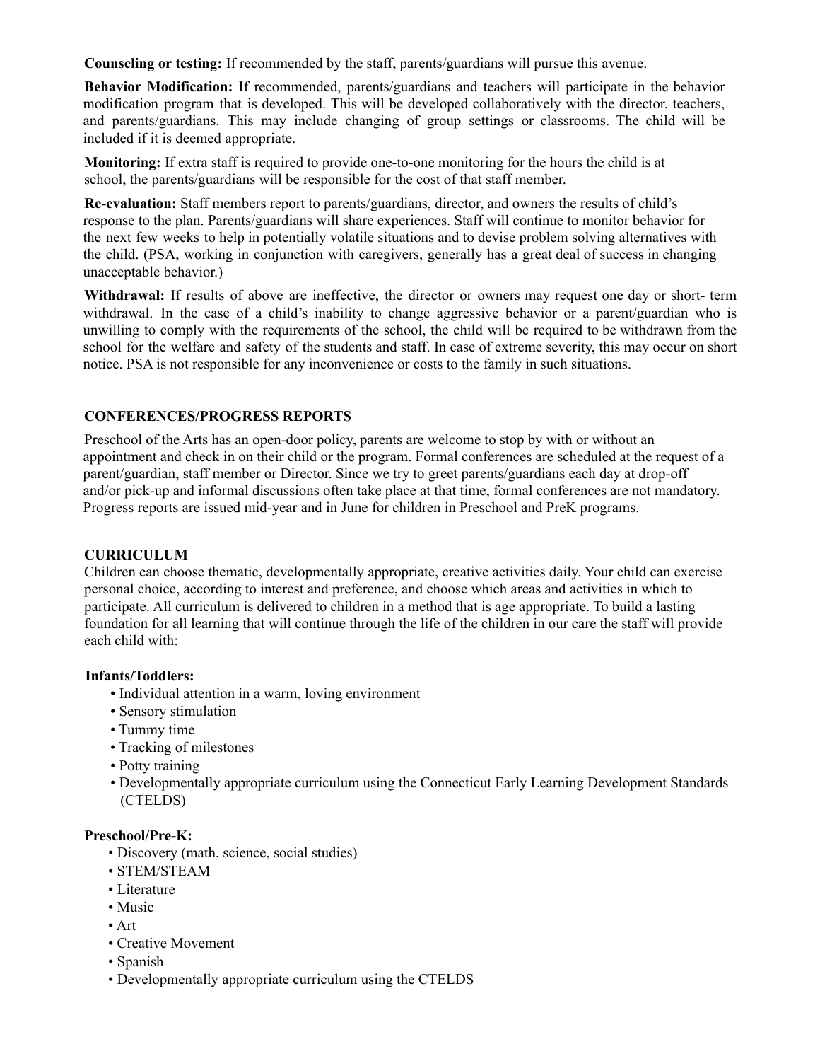**Counseling or testing:** If recommended by the staff, parents/guardians will pursue this avenue.

**Behavior Modification:** If recommended, parents/guardians and teachers will participate in the behavior modification program that is developed. This will be developed collaboratively with the director, teachers, and parents/guardians. This may include changing of group settings or classrooms. The child will be included if it is deemed appropriate.

**Monitoring:** If extra staff is required to provide one-to-one monitoring for the hours the child is at school, the parents/guardians will be responsible for the cost of that staff member.

**Re-evaluation:** Staff members report to parents/guardians, director, and owners the results of child's response to the plan. Parents/guardians will share experiences. Staff will continue to monitor behavior for the next few weeks to help in potentially volatile situations and to devise problem solving alternatives with the child. (PSA, working in conjunction with caregivers, generally has a great deal of success in changing unacceptable behavior.)

**Withdrawal:** If results of above are ineffective, the director or owners may request one day or short- term withdrawal. In the case of a child's inability to change aggressive behavior or a parent/guardian who is unwilling to comply with the requirements of the school, the child will be required to be withdrawn from the school for the welfare and safety of the students and staff. In case of extreme severity, this may occur on short notice. PSA is not responsible for any inconvenience or costs to the family in such situations.

## CONFERENCES/PROGRESS REPORTS

Preschool of the Arts has an open-door policy, parents are welcome to stop by with or without an appointment and check in on their child or the program. Formal conferences are scheduled at the request of a parent/guardian, staff member or Director. Since we try to greet parents/guardians each day at drop-off and/or pick-up and informal discussions often take place at that time, formal conferences are not mandatory. Progress reports are issued mid-year and in June for children in Preschool and PreK programs.

## CURRICULUM

Children can choose thematic, developmentally appropriate, creative activities daily. Your child can exercise personal choice, according to interest and preference, and choose which areas and activities in which to participate. All curriculum is delivered to children in a method that is age appropriate. To build a lasting foundation for all learning that will continue through the life of the children in our care the staff will provide each child with:

**Infants/Toddlers:**

- Individual attention in a warm, loving environment
- Sensory stimulation
- Tummy time
- Tracking of milestones
- Potty training
- Developmentally appropriate curriculum using the Connecticut Early Learning Development Standards (CTELDS)

**Preschool/Pre-K:**

- Discovery (math, science, social studies)
- STEM/STEAM
- Literature
- Music
- Art
- Creative Movement
- Spanish
- Developmentally appropriate curriculum using the CTELDS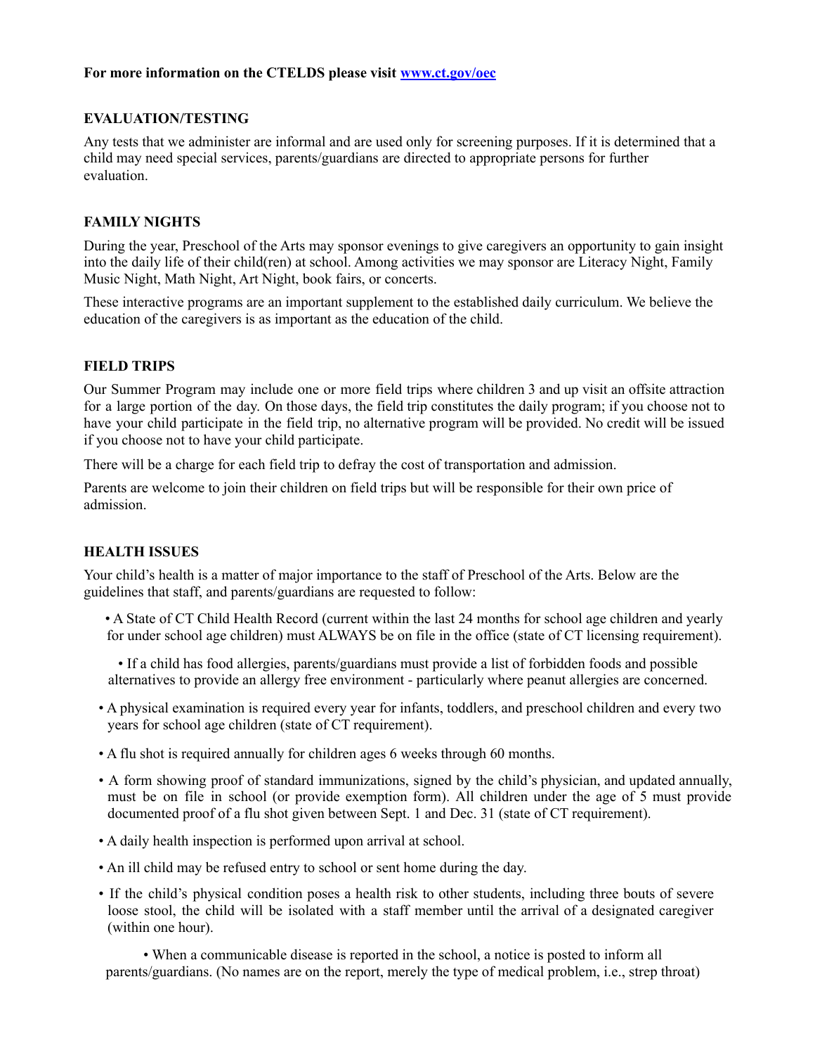**For more information on the CTELDS please visit [www.ct.gov/oec](http://www.ct.gov/oec)**

## EVALUATION/TESTING

Any tests that we administer are informal and are used only for screening purposes. If it is determined that a child may need special services, parents/guardians are directed to appropriate persons for further evaluation.

## FAMILY NIGHTS

During the year, Preschool of the Arts may sponsor evenings to give caregivers an opportunity to gain insight into the daily life of their child(ren) at school. Among activities we may sponsor are Literacy Night, Family Music Night, Math Night, Art Night, book fairs, or concerts.

These interactive programs are an important supplement to the established daily curriculum. We believe the education of the caregivers is as important as the education of the child.

## FIELD TRIPS

Our Summer Program may include one or more field trips where children 3 and up visit an offsite attraction for a large portion of the day. On those days, the field trip constitutes the daily program; if you choose not to have your child participate in the field trip, no alternative program will be provided. No credit will be issued if you choose not to have your child participate.

There will be a charge for each field trip to defray the cost of transportation and admission.

Parents are welcome to join their children on field trips but will be responsible for their own price of admission.

## HEALTH ISSUES

Your child's health is a matter of major importance to the staff of Preschool of the Arts. Below are the guidelines that staff, and parents/guardians are requested to follow:

- A State of CT Child Health Record (current within the last 24 months for school age children and yearly for under school age children) must ALWAYS be on file in the office (state of CT licensing requirement).
- If a child has food allergies, parents/guardians must provide a list of forbidden foods and possible alternatives to provide an allergy free environment - particularly where peanut allergies are concerned.
- A physical examination is required every year for infants, toddlers, and preschool children and every two years for school age children (state of CT requirement).
- A flu shot is required annually for children ages 6 weeks through 60 months.
- A form showing proof of standard immunizations, signed by the child's physician, and updated annually, must be on file in school (or provide exemption form). All children under the age of 5 must provide documented proof of a flu shot given between Sept. 1 and Dec. 31 (state of CT requirement).
- A daily health inspection is performed upon arrival at school.
- An ill child may be refused entry to school or sent home during the day.
- If the child's physical condition poses a health risk to other students, including three bouts of severe loose stool, the child will be isolated with a staff member until the arrival of a designated caregiver (within one hour).
- When a communicable disease is reported in the school, a notice is posted to inform all parents/guardians. (No names are on the report, merely the type of medical problem, i.e., strep throat)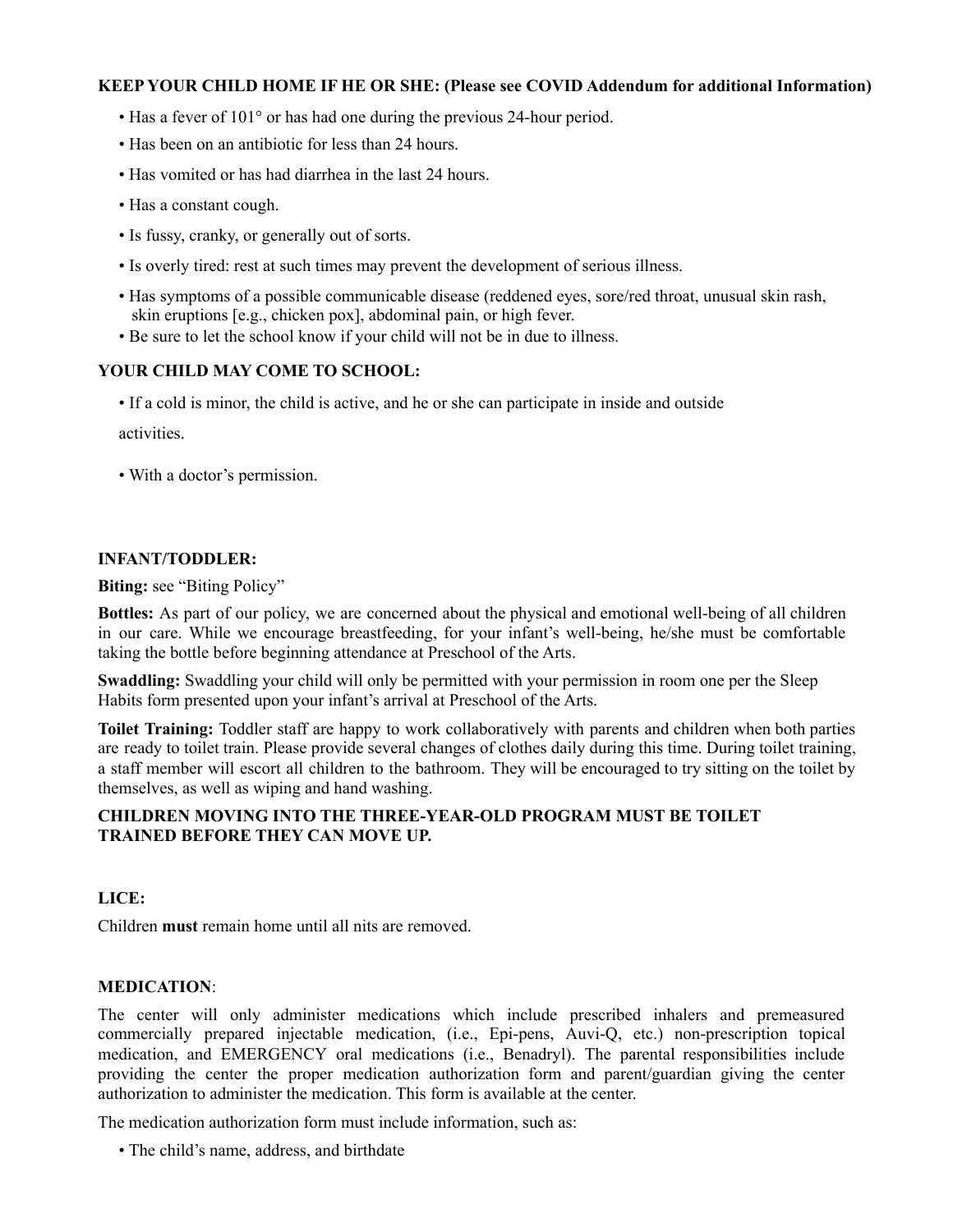**KEEP YOUR CHILD HOME IF HE OR SHE: (Please see COVID Addendum for additional Information)**

- Has a fever of 101° or has had one during the previous 24-hour period.
- Has been on an antibiotic for less than 24 hours.
- Has vomited or has had diarrhea in the last 24 hours.
- Has a constant cough.
- Is fussy, cranky, or generally out of sorts.
- Is overly tired: rest at such times may prevent the development of serious illness.
- Has symptoms of a possible communicable disease (reddened eyes, sore/red throat, unusual skin rash, skin eruptions [e.g., chicken pox], abdominal pain, or high fever.
- Be sure to let the school know if your child will not be in due to illness.

**YOUR CHILD MAY COME TO SCHOOL:**

- If a cold is minor, the child is active, and he or she can participate in inside and outside activities.
- With a doctor's permission.

**INFANT/TODDLER:**

**Biting:** see "Biting Policy"

**Bottles:** As part of our policy, we are concerned about the physical and emotional well-being of all children in our care. While we encourage breastfeeding, for your infant's well-being, he/she must be comfortable taking the bottle before beginning attendance at Preschool of the Arts.

**Swaddling:** Swaddling your child will only be permitted with your permission in room one per the Sleep Habits form presented upon your infant's arrival at Preschool of the Arts.

**Toilet Training:** Toddler staff are happy to work collaboratively with parents and children when both parties are ready to toilet train. Please provide several changes of clothes daily during this time. During toilet training, a staff member will escort all children to the bathroom. They will be encouraged to try sitting on the toilet by themselves, as well as wiping and hand washing.

**CHILDREN MOVING INTO THE THREE-YEAR-OLD PROGRAM MUST BE TOILET TRAINED BEFORE THEY CAN MOVE UP.**

**LICE:**

Children **must** remain home until all nits are removed.

**MEDICATION**:

The center will only administer medications which include prescribed inhalers and premeasured commercially prepared injectable medication, (i.e., Epi-pens, Auvi-Q, etc.) non-prescription topical medication, and EMERGENCY oral medications (i.e., Benadryl). The parental responsibilities include providing the center the proper medication authorization form and parent/guardian giving the center authorization to administer the medication. This form is available at the center.

The medication authorization form must include information, such as:

- The child's name, address, and birthdate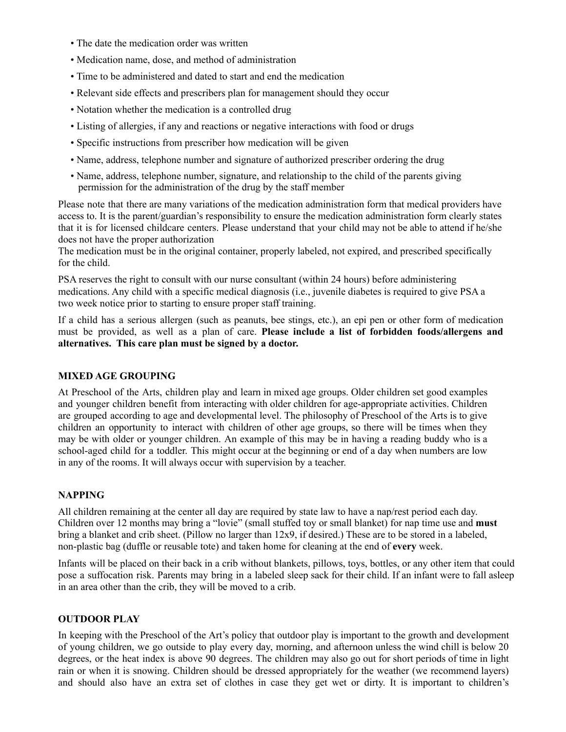- The date the medication order was written
- Medication name, dose, and method of administration
- Time to be administered and dated to start and end the medication
- Relevant side effects and prescribers plan for management should they occur
- Notation whether the medication is a controlled drug
- Listing of allergies, if any and reactions or negative interactions with food or drugs
- Specific instructions from prescriber how medication will be given
- Name, address, telephone number and signature of authorized prescriber ordering the drug
- Name, address, telephone number, signature, and relationship to the child of the parents giving permission for the administration of the drug by the staff member

Please note that there are many variations of the medication administration form that medical providers have access to. It is the parent/guardian's responsibility to ensure the medication administration form clearly states that it is for licensed childcare centers. Please understand that your child may not be able to attend if he/she does not have the proper authorization
The medication must be in the original container, properly labeled, not expired, and prescribed specifically for the child.

PSA reserves the right to consult with our nurse consultant (within 24 hours) before administering medications. Any child with a specific medical diagnosis (i.e., juvenile diabetes is required to give PSA a two week notice prior to starting to ensure proper staff training.

If a child has a serious allergen (such as peanuts, bee stings, etc.), an epi pen or other form of medication must be provided, as well as a plan of care. **Please include a list of forbidden foods/allergens and alternatives. This care plan must be signed by a doctor.**

## MIXED AGE GROUPING

At Preschool of the Arts, children play and learn in mixed age groups. Older children set good examples and younger children benefit from interacting with older children for age-appropriate activities. Children are grouped according to age and developmental level. The philosophy of Preschool of the Arts is to give children an opportunity to interact with children of other age groups, so there will be times when they may be with older or younger children. An example of this may be in having a reading buddy who is a school-aged child for a toddler. This might occur at the beginning or end of a day when numbers are low in any of the rooms. It will always occur with supervision by a teacher.

## NAPPING

All children remaining at the center all day are required by state law to have a nap/rest period each day. Children over 12 months may bring a "lovie" (small stuffed toy or small blanket) for nap time use and **must** bring a blanket and crib sheet. (Pillow no larger than 12x9, if desired.) These are to be stored in a labeled, non-plastic bag (duffle or reusable tote) and taken home for cleaning at the end of **every** week.

Infants will be placed on their back in a crib without blankets, pillows, toys, bottles, or any other item that could pose a suffocation risk. Parents may bring in a labeled sleep sack for their child. If an infant were to fall asleep in an area other than the crib, they will be moved to a crib.

## OUTDOOR PLAY

In keeping with the Preschool of the Art's policy that outdoor play is important to the growth and development of young children, we go outside to play every day, morning, and afternoon unless the wind chill is below 20 degrees, or the heat index is above 90 degrees. The children may also go out for short periods of time in light rain or when it is snowing. Children should be dressed appropriately for the weather (we recommend layers) and should also have an extra set of clothes in case they get wet or dirty. It is important to children's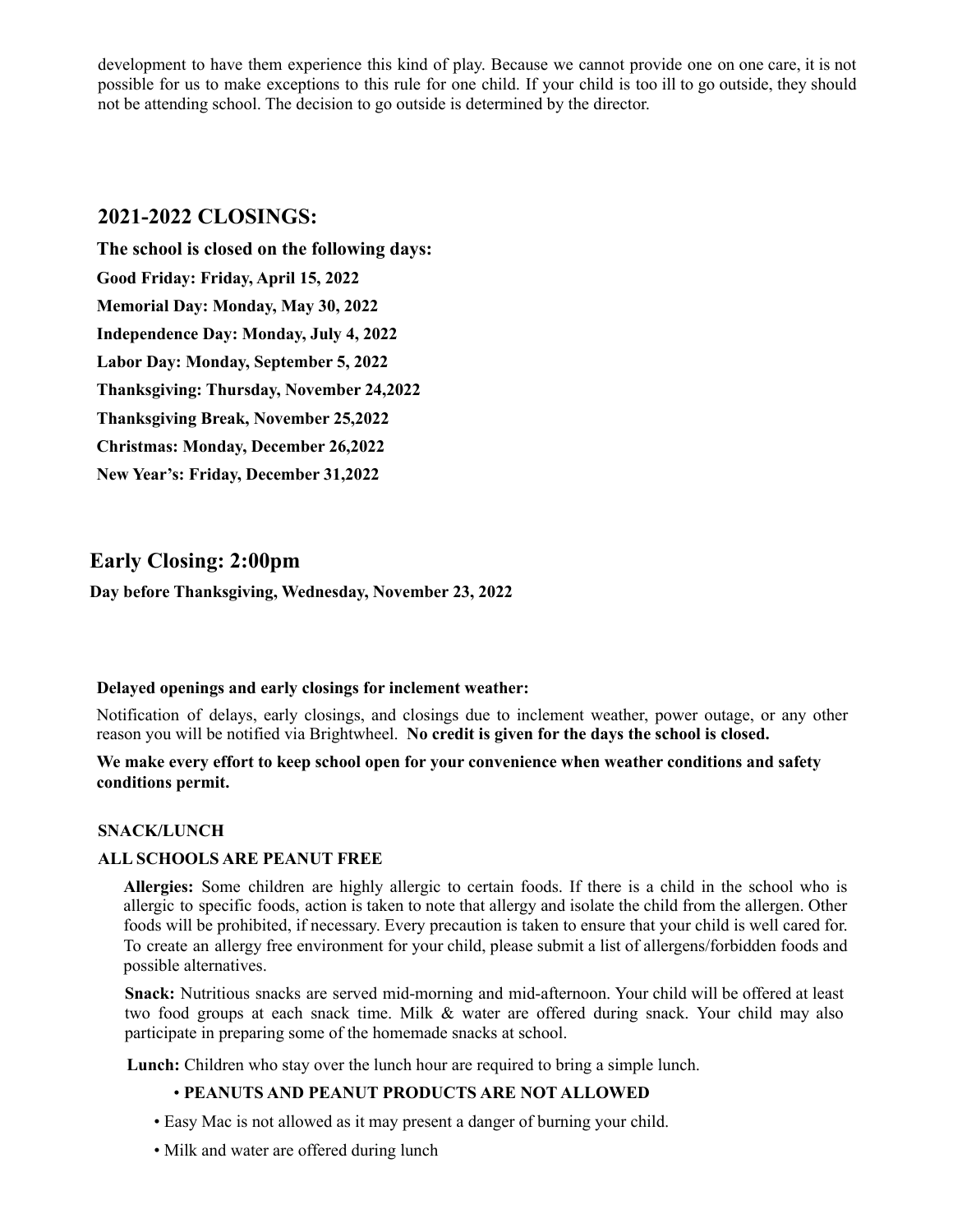development to have them experience this kind of play. Because we cannot provide one on one care, it is not possible for us to make exceptions to this rule for one child. If your child is too ill to go outside, they should not be attending school. The decision to go outside is determined by the director.

## 2021-2022 CLOSINGS:

**The school is closed on the following days:**

**Good Friday: Friday, April 15, 2022**

**Memorial Day: Monday, May 30, 2022**

**Independence Day: Monday, July 4, 2022**

**Labor Day: Monday, September 5, 2022**

**Thanksgiving: Thursday, November 24,2022**

**Thanksgiving Break, November 25,2022**

**Christmas: Monday, December 26,2022**

**New Year's: Friday, December 31,2022**

## Early Closing: 2:00pm

**Day before Thanksgiving, Wednesday, November 23, 2022**

**Delayed openings and early closings for inclement weather:**

Notification of delays, early closings, and closings due to inclement weather, power outage, or any other reason you will be notified via Brightwheel. **No credit is given for the days the school is closed.**

**We make every effort to keep school open for your convenience when weather conditions and safety conditions permit.**

**SNACK/LUNCH**

**ALL SCHOOLS ARE PEANUT FREE**

**Allergies:** Some children are highly allergic to certain foods. If there is a child in the school who is allergic to specific foods, action is taken to note that allergy and isolate the child from the allergen. Other foods will be prohibited, if necessary. Every precaution is taken to ensure that your child is well cared for. To create an allergy free environment for your child, please submit a list of allergens/forbidden foods and possible alternatives.

**Snack:** Nutritious snacks are served mid-morning and mid-afternoon. Your child will be offered at least two food groups at each snack time. Milk & water are offered during snack. Your child may also participate in preparing some of the homemade snacks at school.

**Lunch:** Children who stay over the lunch hour are required to bring a simple lunch.

- **PEANUTS AND PEANUT PRODUCTS ARE NOT ALLOWED**
- Easy Mac is not allowed as it may present a danger of burning your child.
- Milk and water are offered during lunch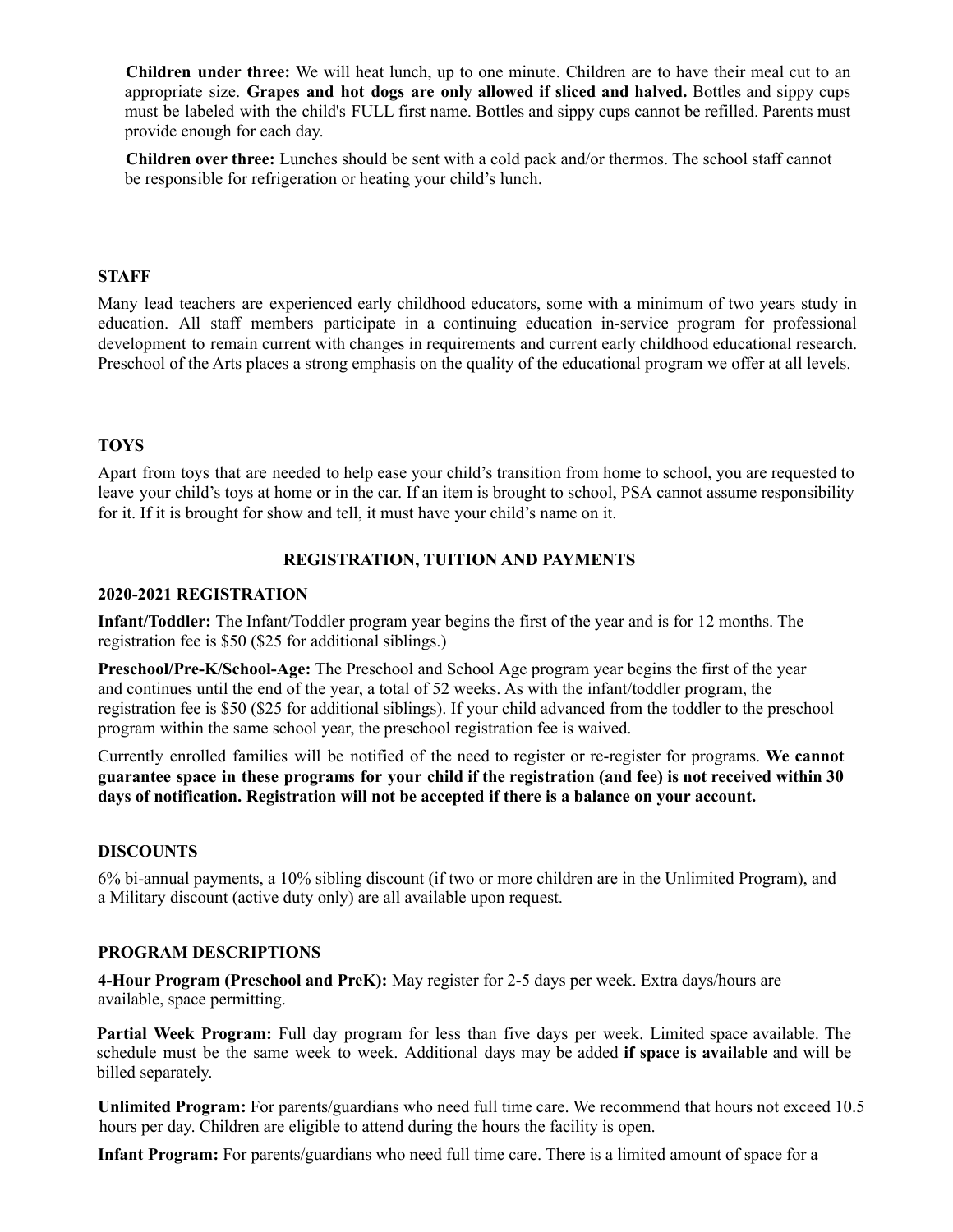**Children under three:** We will heat lunch, up to one minute. Children are to have their meal cut to an appropriate size. **Grapes and hot dogs are only allowed if sliced and halved.** Bottles and sippy cups must be labeled with the child's FULL first name. Bottles and sippy cups cannot be refilled. Parents must provide enough for each day.

**Children over three:** Lunches should be sent with a cold pack and/or thermos. The school staff cannot be responsible for refrigeration or heating your child's lunch.

### STAFF

Many lead teachers are experienced early childhood educators, some with a minimum of two years study in education. All staff members participate in a continuing education in-service program for professional development to remain current with changes in requirements and current early childhood educational research. Preschool of the Arts places a strong emphasis on the quality of the educational program we offer at all levels.

### TOYS

Apart from toys that are needed to help ease your child's transition from home to school, you are requested to leave your child's toys at home or in the car. If an item is brought to school, PSA cannot assume responsibility for it. If it is brought for show and tell, it must have your child's name on it.

## REGISTRATION, TUITION AND PAYMENTS

### 2020-2021 REGISTRATION

**Infant/Toddler:** The Infant/Toddler program year begins the first of the year and is for 12 months. The registration fee is $50 ($25 for additional siblings.)

**Preschool/Pre-K/School-Age:** The Preschool and School Age program year begins the first of the year and continues until the end of the year, a total of 52 weeks. As with the infant/toddler program, the registration fee is $50 ($25 for additional siblings). If your child advanced from the toddler to the preschool program within the same school year, the preschool registration fee is waived.

Currently enrolled families will be notified of the need to register or re-register for programs. **We cannot guarantee space in these programs for your child if the registration (and fee) is not received within 30 days of notification. Registration will not be accepted if there is a balance on your account.**

### DISCOUNTS

6% bi-annual payments, a 10% sibling discount (if two or more children are in the Unlimited Program), and a Military discount (active duty only) are all available upon request.

### PROGRAM DESCRIPTIONS

**4-Hour Program (Preschool and PreK):** May register for 2-5 days per week. Extra days/hours are available, space permitting.

**Partial Week Program:** Full day program for less than five days per week. Limited space available. The schedule must be the same week to week. Additional days may be added **if space is available** and will be billed separately.

**Unlimited Program:** For parents/guardians who need full time care. We recommend that hours not exceed 10.5 hours per day. Children are eligible to attend during the hours the facility is open.

**Infant Program:** For parents/guardians who need full time care. There is a limited amount of space for a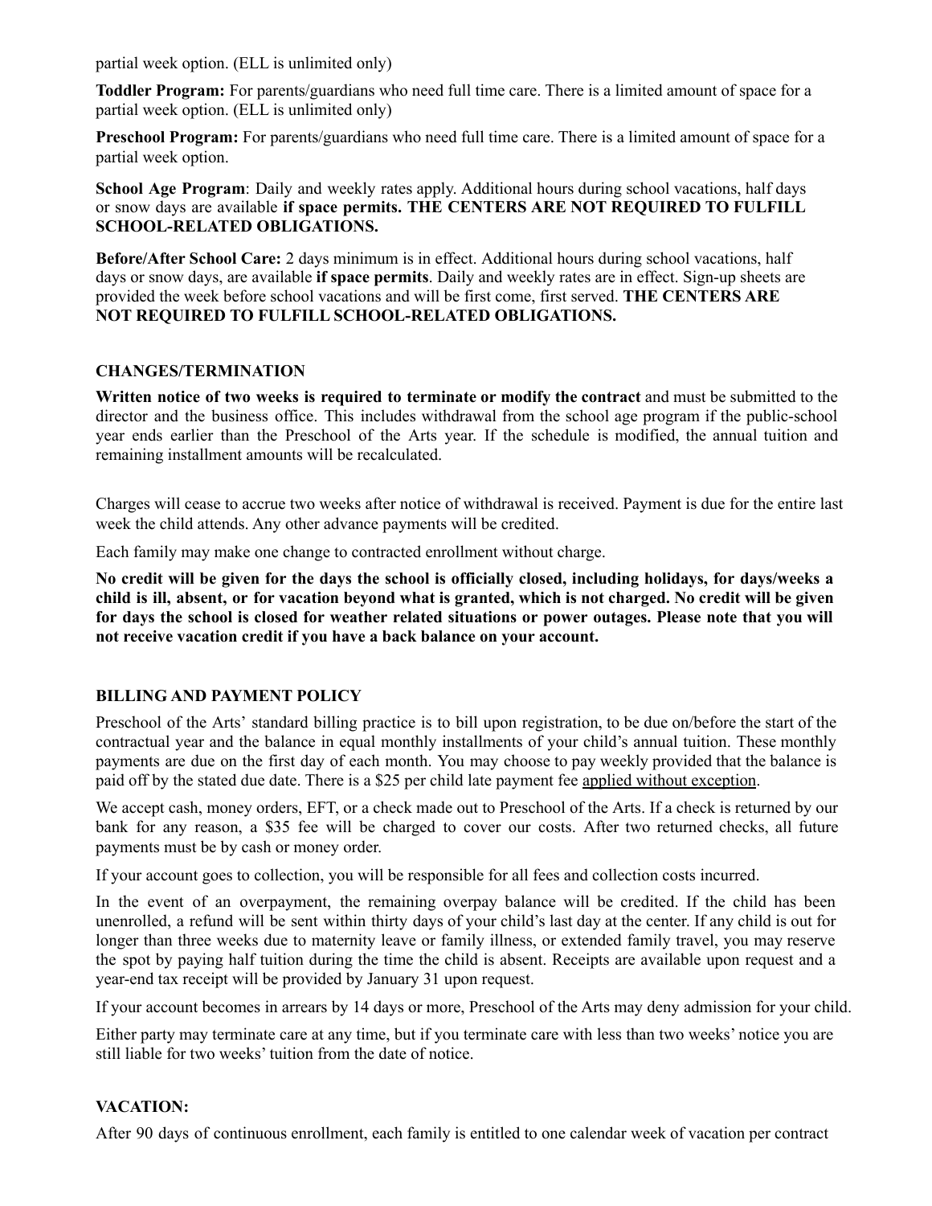partial week option. (ELL is unlimited only)

**Toddler Program:** For parents/guardians who need full time care. There is a limited amount of space for a partial week option. (ELL is unlimited only)

**Preschool Program:** For parents/guardians who need full time care. There is a limited amount of space for a partial week option.

**School Age Program**: Daily and weekly rates apply. Additional hours during school vacations, half days or snow days are available **if space permits. THE CENTERS ARE NOT REQUIRED TO FULFILL SCHOOL-RELATED OBLIGATIONS.**

**Before/After School Care:** 2 days minimum is in effect. Additional hours during school vacations, half days or snow days, are available **if space permits**. Daily and weekly rates are in effect. Sign-up sheets are provided the week before school vacations and will be first come, first served. **THE CENTERS ARE NOT REQUIRED TO FULFILL SCHOOL-RELATED OBLIGATIONS.**

**CHANGES/TERMINATION**

**Written notice of two weeks is required to terminate or modify the contract** and must be submitted to the director and the business office. This includes withdrawal from the school age program if the public-school year ends earlier than the Preschool of the Arts year. If the schedule is modified, the annual tuition and remaining installment amounts will be recalculated.

Charges will cease to accrue two weeks after notice of withdrawal is received. Payment is due for the entire last week the child attends. Any other advance payments will be credited.

Each family may make one change to contracted enrollment without charge.

**No credit will be given for the days the school is officially closed, including holidays, for days/weeks a child is ill, absent, or for vacation beyond what is granted, which is not charged. No credit will be given for days the school is closed for weather related situations or power outages. Please note that you will not receive vacation credit if you have a back balance on your account.**

**BILLING AND PAYMENT POLICY**

Preschool of the Arts' standard billing practice is to bill upon registration, to be due on/before the start of the contractual year and the balance in equal monthly installments of your child's annual tuition. These monthly payments are due on the first day of each month. You may choose to pay weekly provided that the balance is paid off by the stated due date. There is a $25 per child late payment fee applied without exception.

We accept cash, money orders, EFT, or a check made out to Preschool of the Arts. If a check is returned by our bank for any reason, a $35 fee will be charged to cover our costs. After two returned checks, all future payments must be by cash or money order.

If your account goes to collection, you will be responsible for all fees and collection costs incurred.

In the event of an overpayment, the remaining overpay balance will be credited. If the child has been unenrolled, a refund will be sent within thirty days of your child's last day at the center. If any child is out for longer than three weeks due to maternity leave or family illness, or extended family travel, you may reserve the spot by paying half tuition during the time the child is absent. Receipts are available upon request and a year-end tax receipt will be provided by January 31 upon request.

If your account becomes in arrears by 14 days or more, Preschool of the Arts may deny admission for your child.

Either party may terminate care at any time, but if you terminate care with less than two weeks' notice you are still liable for two weeks' tuition from the date of notice.

**VACATION:**

After 90 days of continuous enrollment, each family is entitled to one calendar week of vacation per contract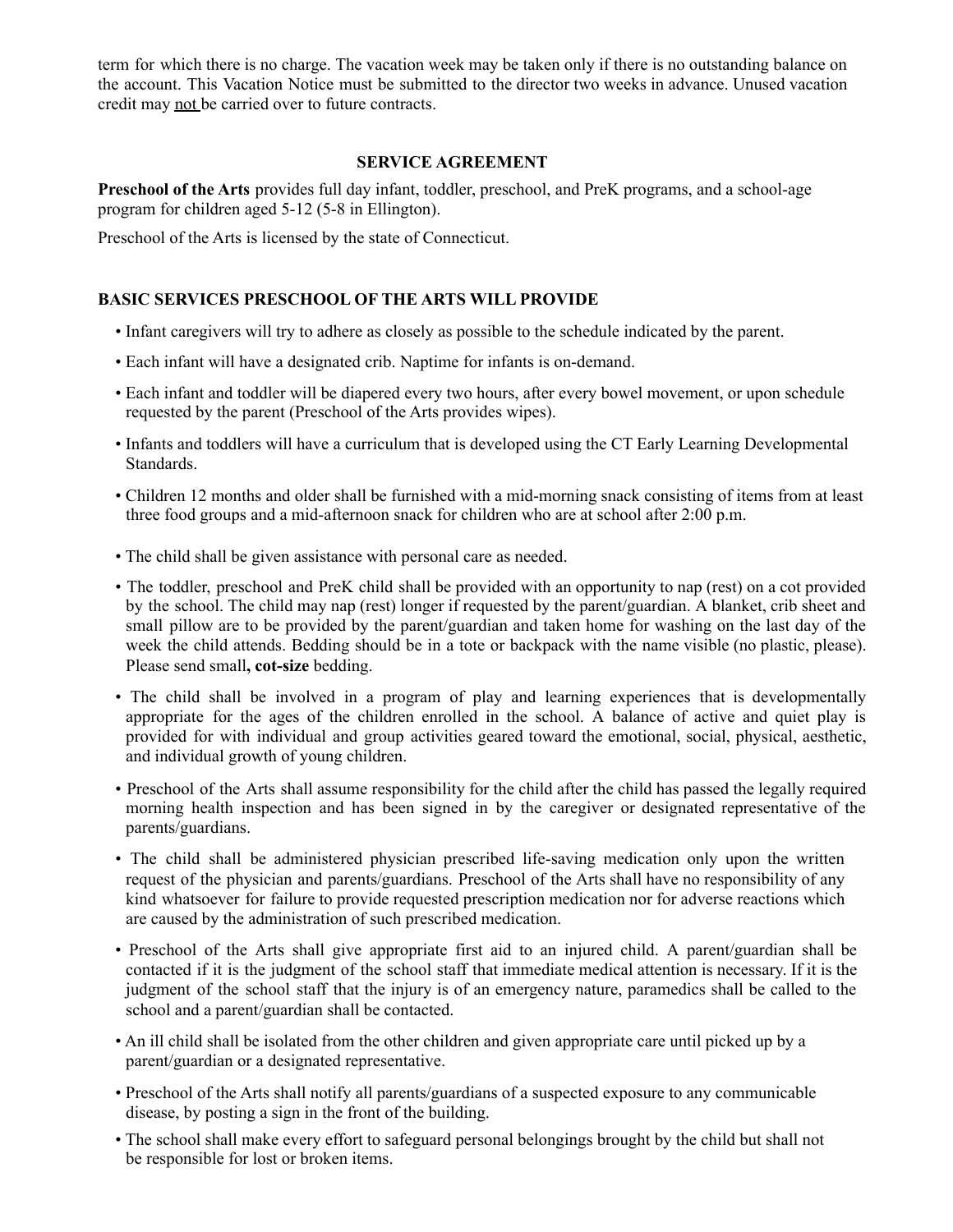term for which there is no charge. The vacation week may be taken only if there is no outstanding balance on the account. This Vacation Notice must be submitted to the director two weeks in advance. Unused vacation credit may <u>not</u> be carried over to future contracts.

## SERVICE AGREEMENT

**Preschool of the Arts** provides full day infant, toddler, preschool, and PreK programs, and a school-age program for children aged 5-12 (5-8 in Ellington).

Preschool of the Arts is licensed by the state of Connecticut.

### BASIC SERVICES PRESCHOOL OF THE ARTS WILL PROVIDE

- Infant caregivers will try to adhere as closely as possible to the schedule indicated by the parent.
- Each infant will have a designated crib. Naptime for infants is on-demand.
- Each infant and toddler will be diapered every two hours, after every bowel movement, or upon schedule requested by the parent (Preschool of the Arts provides wipes).
- Infants and toddlers will have a curriculum that is developed using the CT Early Learning Developmental Standards.
- Children 12 months and older shall be furnished with a mid-morning snack consisting of items from at least three food groups and a mid-afternoon snack for children who are at school after 2:00 p.m.
- The child shall be given assistance with personal care as needed.
- The toddler, preschool and PreK child shall be provided with an opportunity to nap (rest) on a cot provided by the school. The child may nap (rest) longer if requested by the parent/guardian. A blanket, crib sheet and small pillow are to be provided by the parent/guardian and taken home for washing on the last day of the week the child attends. Bedding should be in a tote or backpack with the name visible (no plastic, please). Please send small**, cot-size** bedding.
- The child shall be involved in a program of play and learning experiences that is developmentally appropriate for the ages of the children enrolled in the school. A balance of active and quiet play is provided for with individual and group activities geared toward the emotional, social, physical, aesthetic, and individual growth of young children.
- Preschool of the Arts shall assume responsibility for the child after the child has passed the legally required morning health inspection and has been signed in by the caregiver or designated representative of the parents/guardians.
- The child shall be administered physician prescribed life-saving medication only upon the written request of the physician and parents/guardians. Preschool of the Arts shall have no responsibility of any kind whatsoever for failure to provide requested prescription medication nor for adverse reactions which are caused by the administration of such prescribed medication.
- Preschool of the Arts shall give appropriate first aid to an injured child. A parent/guardian shall be contacted if it is the judgment of the school staff that immediate medical attention is necessary. If it is the judgment of the school staff that the injury is of an emergency nature, paramedics shall be called to the school and a parent/guardian shall be contacted.
- An ill child shall be isolated from the other children and given appropriate care until picked up by a parent/guardian or a designated representative.
- Preschool of the Arts shall notify all parents/guardians of a suspected exposure to any communicable disease, by posting a sign in the front of the building.
- The school shall make every effort to safeguard personal belongings brought by the child but shall not be responsible for lost or broken items.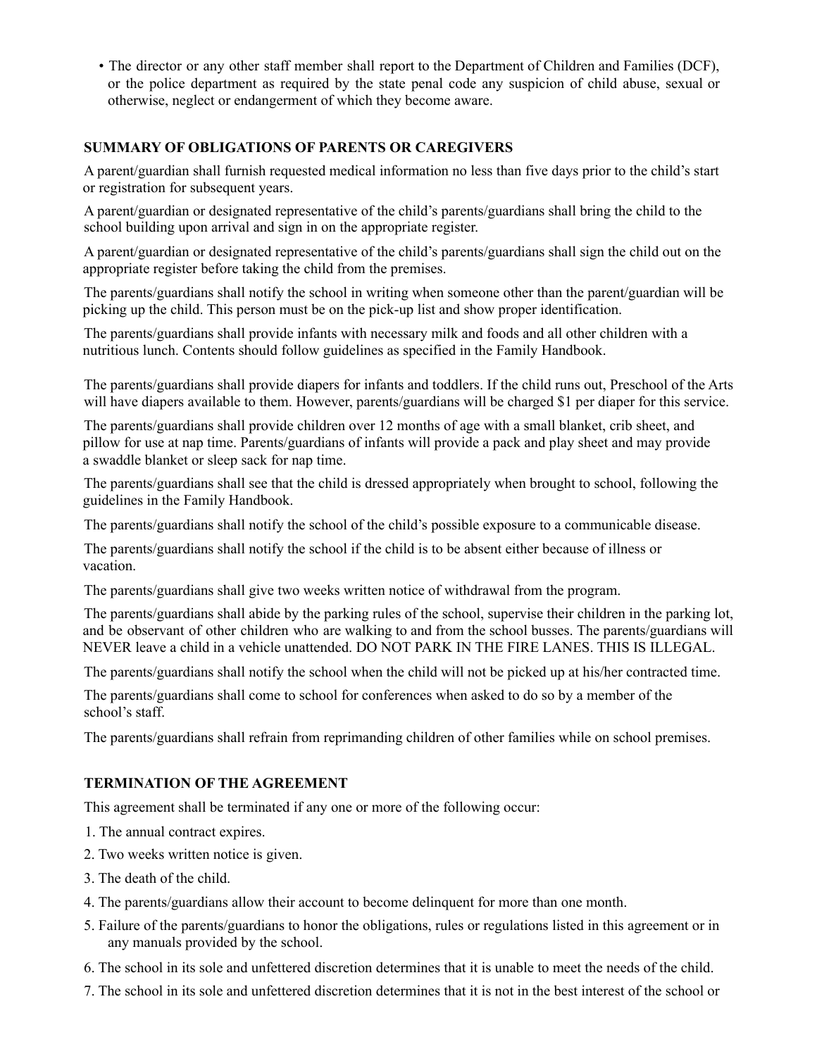- The director or any other staff member shall report to the Department of Children and Families (DCF), or the police department as required by the state penal code any suspicion of child abuse, sexual or otherwise, neglect or endangerment of which they become aware.

## SUMMARY OF OBLIGATIONS OF PARENTS OR CAREGIVERS

A parent/guardian shall furnish requested medical information no less than five days prior to the child's start or registration for subsequent years.

A parent/guardian or designated representative of the child's parents/guardians shall bring the child to the school building upon arrival and sign in on the appropriate register.

A parent/guardian or designated representative of the child's parents/guardians shall sign the child out on the appropriate register before taking the child from the premises.

The parents/guardians shall notify the school in writing when someone other than the parent/guardian will be picking up the child. This person must be on the pick-up list and show proper identification.

The parents/guardians shall provide infants with necessary milk and foods and all other children with a nutritious lunch. Contents should follow guidelines as specified in the Family Handbook.

The parents/guardians shall provide diapers for infants and toddlers. If the child runs out, Preschool of the Arts will have diapers available to them. However, parents/guardians will be charged $1 per diaper for this service.

The parents/guardians shall provide children over 12 months of age with a small blanket, crib sheet, and pillow for use at nap time. Parents/guardians of infants will provide a pack and play sheet and may provide a swaddle blanket or sleep sack for nap time.

The parents/guardians shall see that the child is dressed appropriately when brought to school, following the guidelines in the Family Handbook.

The parents/guardians shall notify the school of the child's possible exposure to a communicable disease.

The parents/guardians shall notify the school if the child is to be absent either because of illness or vacation.

The parents/guardians shall give two weeks written notice of withdrawal from the program.

The parents/guardians shall abide by the parking rules of the school, supervise their children in the parking lot, and be observant of other children who are walking to and from the school busses. The parents/guardians will NEVER leave a child in a vehicle unattended. DO NOT PARK IN THE FIRE LANES. THIS IS ILLEGAL.

The parents/guardians shall notify the school when the child will not be picked up at his/her contracted time.

The parents/guardians shall come to school for conferences when asked to do so by a member of the school's staff.

The parents/guardians shall refrain from reprimanding children of other families while on school premises.

## TERMINATION OF THE AGREEMENT

This agreement shall be terminated if any one or more of the following occur:

1. The annual contract expires.
2. Two weeks written notice is given.
3. The death of the child.
4. The parents/guardians allow their account to become delinquent for more than one month.
5. Failure of the parents/guardians to honor the obligations, rules or regulations listed in this agreement or in any manuals provided by the school.
6. The school in its sole and unfettered discretion determines that it is unable to meet the needs of the child.
7. The school in its sole and unfettered discretion determines that it is not in the best interest of the school or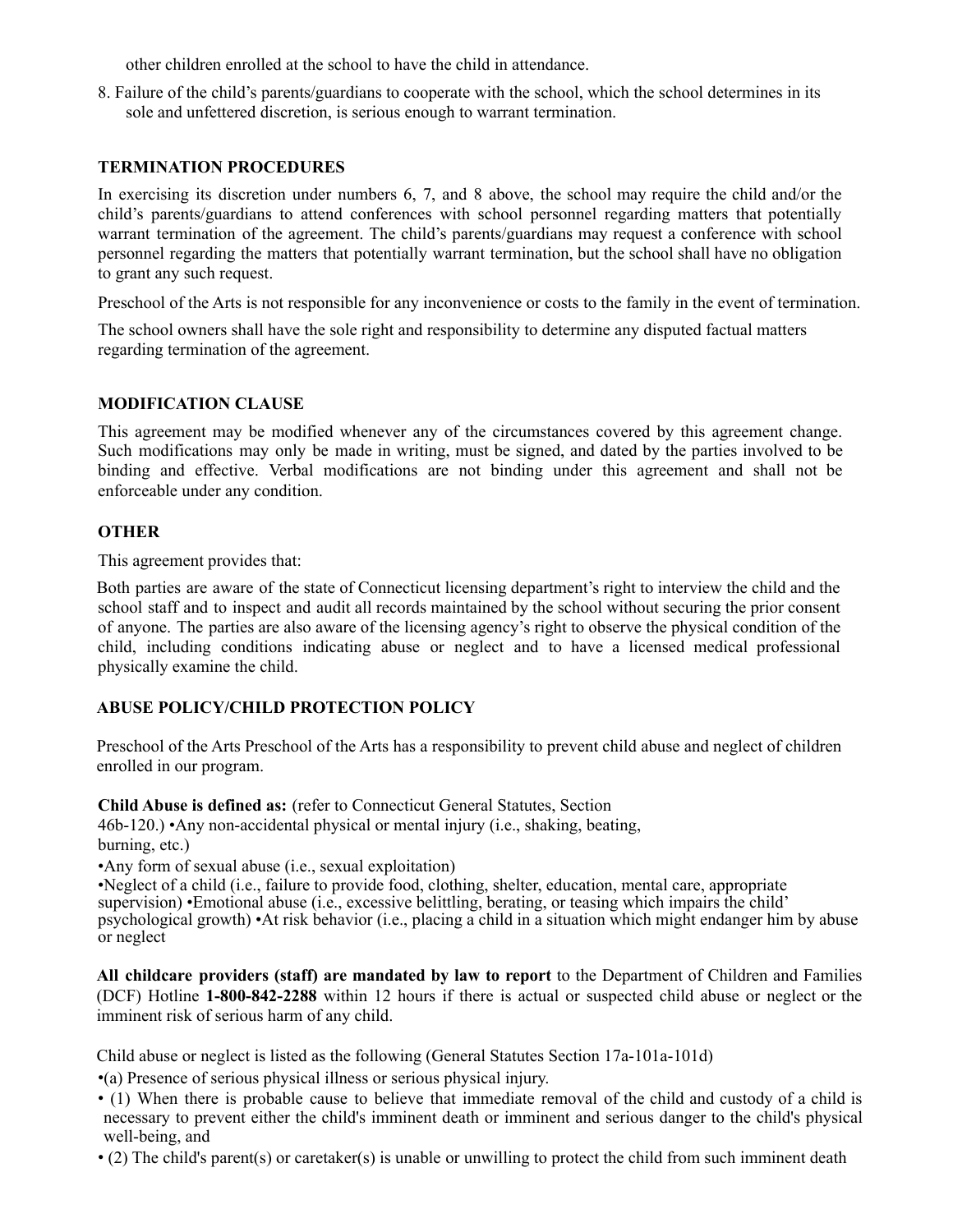other children enrolled at the school to have the child in attendance.

8. Failure of the child's parents/guardians to cooperate with the school, which the school determines in its sole and unfettered discretion, is serious enough to warrant termination.

**TERMINATION PROCEDURES**

In exercising its discretion under numbers 6, 7, and 8 above, the school may require the child and/or the child's parents/guardians to attend conferences with school personnel regarding matters that potentially warrant termination of the agreement. The child's parents/guardians may request a conference with school personnel regarding the matters that potentially warrant termination, but the school shall have no obligation to grant any such request.

Preschool of the Arts is not responsible for any inconvenience or costs to the family in the event of termination.

The school owners shall have the sole right and responsibility to determine any disputed factual matters regarding termination of the agreement.

**MODIFICATION CLAUSE**

This agreement may be modified whenever any of the circumstances covered by this agreement change. Such modifications may only be made in writing, must be signed, and dated by the parties involved to be binding and effective. Verbal modifications are not binding under this agreement and shall not be enforceable under any condition.

**OTHER**

This agreement provides that:

Both parties are aware of the state of Connecticut licensing department's right to interview the child and the school staff and to inspect and audit all records maintained by the school without securing the prior consent of anyone. The parties are also aware of the licensing agency's right to observe the physical condition of the child, including conditions indicating abuse or neglect and to have a licensed medical professional physically examine the child.

**ABUSE POLICY/CHILD PROTECTION POLICY**

Preschool of the Arts Preschool of the Arts has a responsibility to prevent child abuse and neglect of children enrolled in our program.

**Child Abuse is defined as:** (refer to Connecticut General Statutes, Section 46b-120.) •Any non-accidental physical or mental injury (i.e., shaking, beating, burning, etc.)
•Any form of sexual abuse (i.e., sexual exploitation)
•Neglect of a child (i.e., failure to provide food, clothing, shelter, education, mental care, appropriate supervision) •Emotional abuse (i.e., excessive belittling, berating, or teasing which impairs the child' psychological growth) •At risk behavior (i.e., placing a child in a situation which might endanger him by abuse or neglect

**All childcare providers (staff) are mandated by law to report** to the Department of Children and Families (DCF) Hotline **1-800-842-2288** within 12 hours if there is actual or suspected child abuse or neglect or the imminent risk of serious harm of any child.

Child abuse or neglect is listed as the following (General Statutes Section 17a-101a-101d)

- (a) Presence of serious physical illness or serious physical injury.
- (1) When there is probable cause to believe that immediate removal of the child and custody of a child is necessary to prevent either the child's imminent death or imminent and serious danger to the child's physical well-being, and
- (2) The child's parent(s) or caretaker(s) is unable or unwilling to protect the child from such imminent death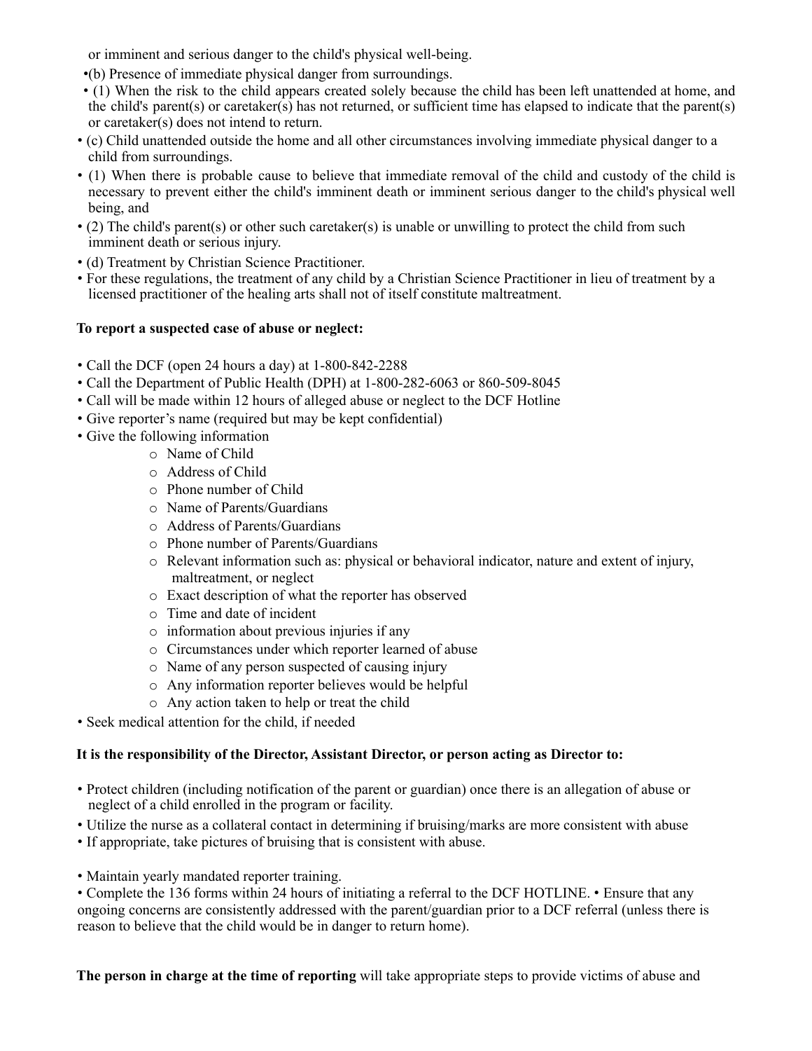or imminent and serious danger to the child's physical well-being.

- (b) Presence of immediate physical danger from surroundings.
- (1) When the risk to the child appears created solely because the child has been left unattended at home, and the child's parent(s) or caretaker(s) has not returned, or sufficient time has elapsed to indicate that the parent(s) or caretaker(s) does not intend to return.
- (c) Child unattended outside the home and all other circumstances involving immediate physical danger to a child from surroundings.
- (1) When there is probable cause to believe that immediate removal of the child and custody of the child is necessary to prevent either the child's imminent death or imminent serious danger to the child's physical well being, and
- (2) The child's parent(s) or other such caretaker(s) is unable or unwilling to protect the child from such imminent death or serious injury.
- (d) Treatment by Christian Science Practitioner.
- For these regulations, the treatment of any child by a Christian Science Practitioner in lieu of treatment by a licensed practitioner of the healing arts shall not of itself constitute maltreatment.

**To report a suspected case of abuse or neglect:**

- Call the DCF (open 24 hours a day) at 1-800-842-2288
- Call the Department of Public Health (DPH) at 1-800-282-6063 or 860-509-8045
- Call will be made within 12 hours of alleged abuse or neglect to the DCF Hotline
- Give reporter's name (required but may be kept confidential)
- Give the following information
  - Name of Child
  - Address of Child
  - Phone number of Child
  - Name of Parents/Guardians
  - Address of Parents/Guardians
  - Phone number of Parents/Guardians
  - Relevant information such as: physical or behavioral indicator, nature and extent of injury, maltreatment, or neglect
  - Exact description of what the reporter has observed
  - Time and date of incident
  - information about previous injuries if any
  - Circumstances under which reporter learned of abuse
  - Name of any person suspected of causing injury
  - Any information reporter believes would be helpful
  - Any action taken to help or treat the child
- Seek medical attention for the child, if needed

**It is the responsibility of the Director, Assistant Director, or person acting as Director to:**

- Protect children (including notification of the parent or guardian) once there is an allegation of abuse or neglect of a child enrolled in the program or facility.
- Utilize the nurse as a collateral contact in determining if bruising/marks are more consistent with abuse
- If appropriate, take pictures of bruising that is consistent with abuse.

- Maintain yearly mandated reporter training.
- Complete the 136 forms within 24 hours of initiating a referral to the DCF HOTLINE. • Ensure that any ongoing concerns are consistently addressed with the parent/guardian prior to a DCF referral (unless there is reason to believe that the child would be in danger to return home).

**The person in charge at the time of reporting** will take appropriate steps to provide victims of abuse and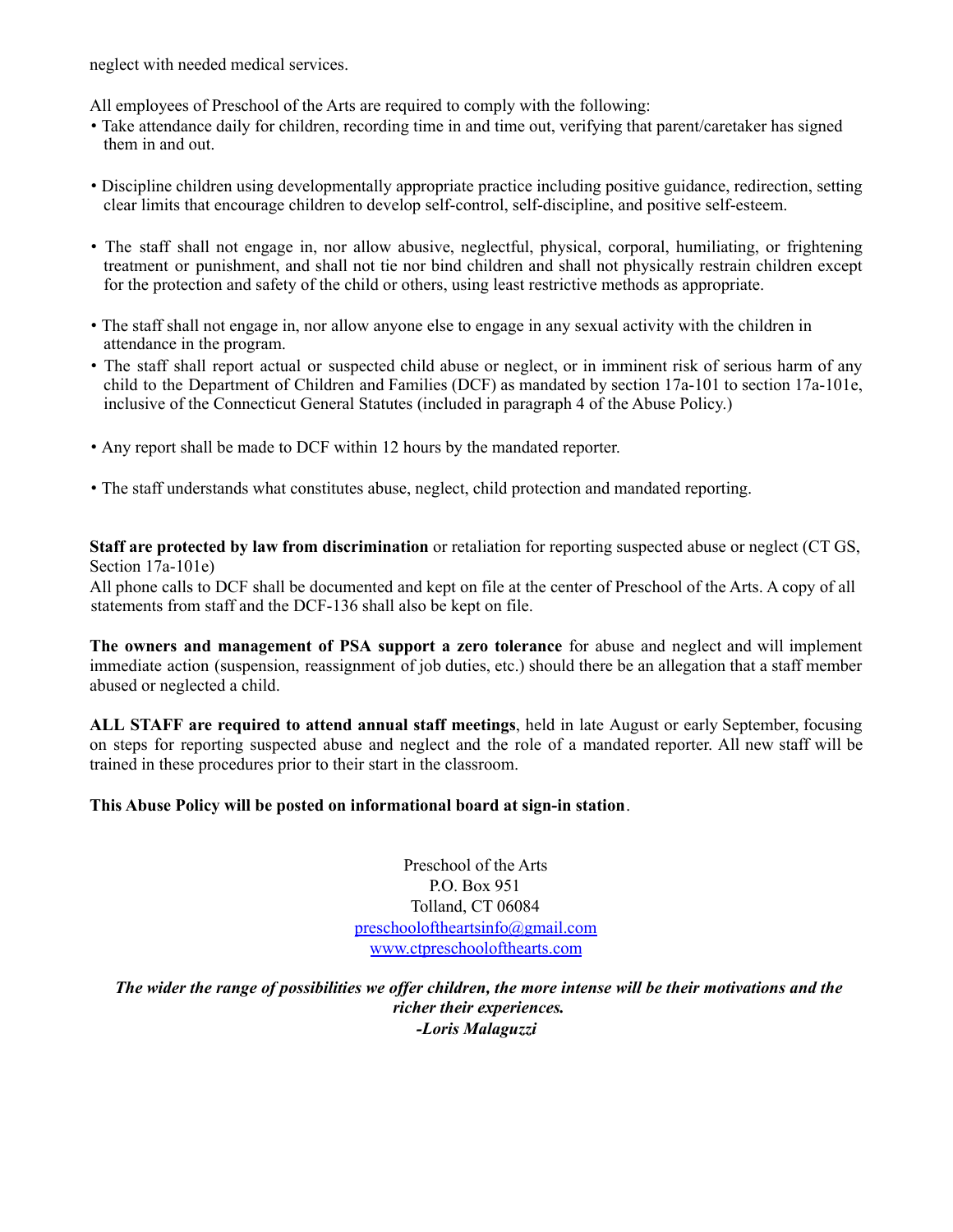neglect with needed medical services.

All employees of Preschool of the Arts are required to comply with the following:

- Take attendance daily for children, recording time in and time out, verifying that parent/caretaker has signed them in and out.
- Discipline children using developmentally appropriate practice including positive guidance, redirection, setting clear limits that encourage children to develop self-control, self-discipline, and positive self-esteem.
- The staff shall not engage in, nor allow abusive, neglectful, physical, corporal, humiliating, or frightening treatment or punishment, and shall not tie nor bind children and shall not physically restrain children except for the protection and safety of the child or others, using least restrictive methods as appropriate.
- The staff shall not engage in, nor allow anyone else to engage in any sexual activity with the children in attendance in the program.
- The staff shall report actual or suspected child abuse or neglect, or in imminent risk of serious harm of any child to the Department of Children and Families (DCF) as mandated by section 17a-101 to section 17a-101e, inclusive of the Connecticut General Statutes (included in paragraph 4 of the Abuse Policy.)
- Any report shall be made to DCF within 12 hours by the mandated reporter.
- The staff understands what constitutes abuse, neglect, child protection and mandated reporting.

**Staff are protected by law from discrimination** or retaliation for reporting suspected abuse or neglect (CT GS, Section 17a-101e)
All phone calls to DCF shall be documented and kept on file at the center of Preschool of the Arts. A copy of all statements from staff and the DCF-136 shall also be kept on file.

**The owners and management of PSA support a zero tolerance** for abuse and neglect and will implement immediate action (suspension, reassignment of job duties, etc.) should there be an allegation that a staff member abused or neglected a child.

**ALL STAFF are required to attend annual staff meetings**, held in late August or early September, focusing on steps for reporting suspected abuse and neglect and the role of a mandated reporter. All new staff will be trained in these procedures prior to their start in the classroom.

**This Abuse Policy will be posted on informational board at sign-in station**.

Preschool of the Arts
P.O. Box 951
Tolland, CT 06084
preschooloftheartsinfo@gmail.com
www.ctpreschoolofthearts.com

***The wider the range of possibilities we offer children, the more intense will be their motivations and the richer their experiences.***
***-Loris Malaguzzi***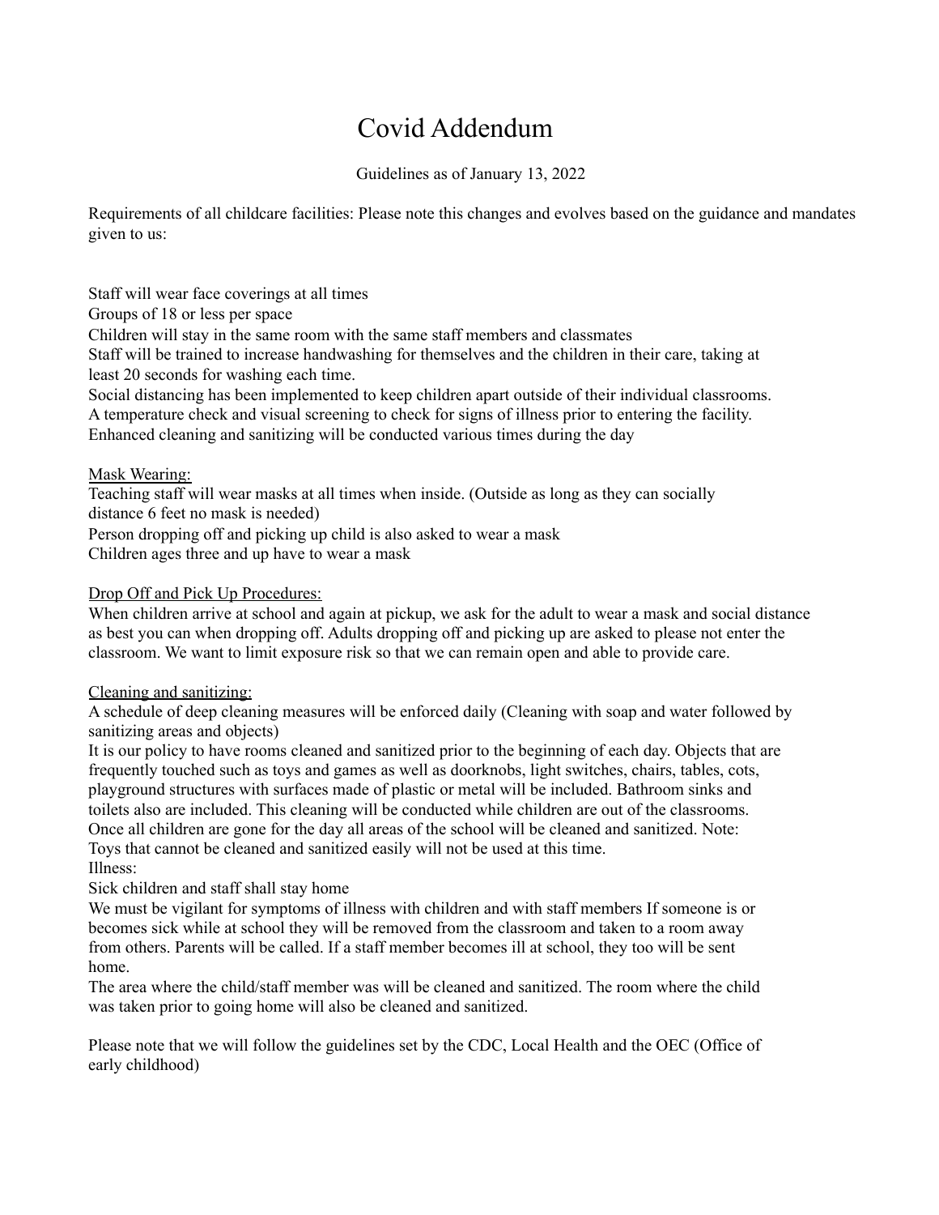# Covid Addendum

Guidelines as of January 13, 2022

Requirements of all childcare facilities: Please note this changes and evolves based on the guidance and mandates given to us:

Staff will wear face coverings at all times
Groups of 18 or less per space
Children will stay in the same room with the same staff members and classmates
Staff will be trained to increase handwashing for themselves and the children in their care, taking at least 20 seconds for washing each time.
Social distancing has been implemented to keep children apart outside of their individual classrooms.
A temperature check and visual screening to check for signs of illness prior to entering the facility.
Enhanced cleaning and sanitizing will be conducted various times during the day

<u>Mask Wearing:</u>
Teaching staff will wear masks at all times when inside. (Outside as long as they can socially distance 6 feet no mask is needed)
Person dropping off and picking up child is also asked to wear a mask
Children ages three and up have to wear a mask

<u>Drop Off and Pick Up Procedures:</u>
When children arrive at school and again at pickup, we ask for the adult to wear a mask and social distance as best you can when dropping off. Adults dropping off and picking up are asked to please not enter the classroom. We want to limit exposure risk so that we can remain open and able to provide care.

<u>Cleaning and sanitizing:</u>
A schedule of deep cleaning measures will be enforced daily (Cleaning with soap and water followed by sanitizing areas and objects)
It is our policy to have rooms cleaned and sanitized prior to the beginning of each day. Objects that are frequently touched such as toys and games as well as doorknobs, light switches, chairs, tables, cots, playground structures with surfaces made of plastic or metal will be included. Bathroom sinks and toilets also are included. This cleaning will be conducted while children are out of the classrooms. Once all children are gone for the day all areas of the school will be cleaned and sanitized. Note: Toys that cannot be cleaned and sanitized easily will not be used at this time.
Illness:
Sick children and staff shall stay home
We must be vigilant for symptoms of illness with children and with staff members If someone is or becomes sick while at school they will be removed from the classroom and taken to a room away from others. Parents will be called. If a staff member becomes ill at school, they too will be sent home.
The area where the child/staff member was will be cleaned and sanitized. The room where the child was taken prior to going home will also be cleaned and sanitized.

Please note that we will follow the guidelines set by the CDC, Local Health and the OEC (Office of early childhood)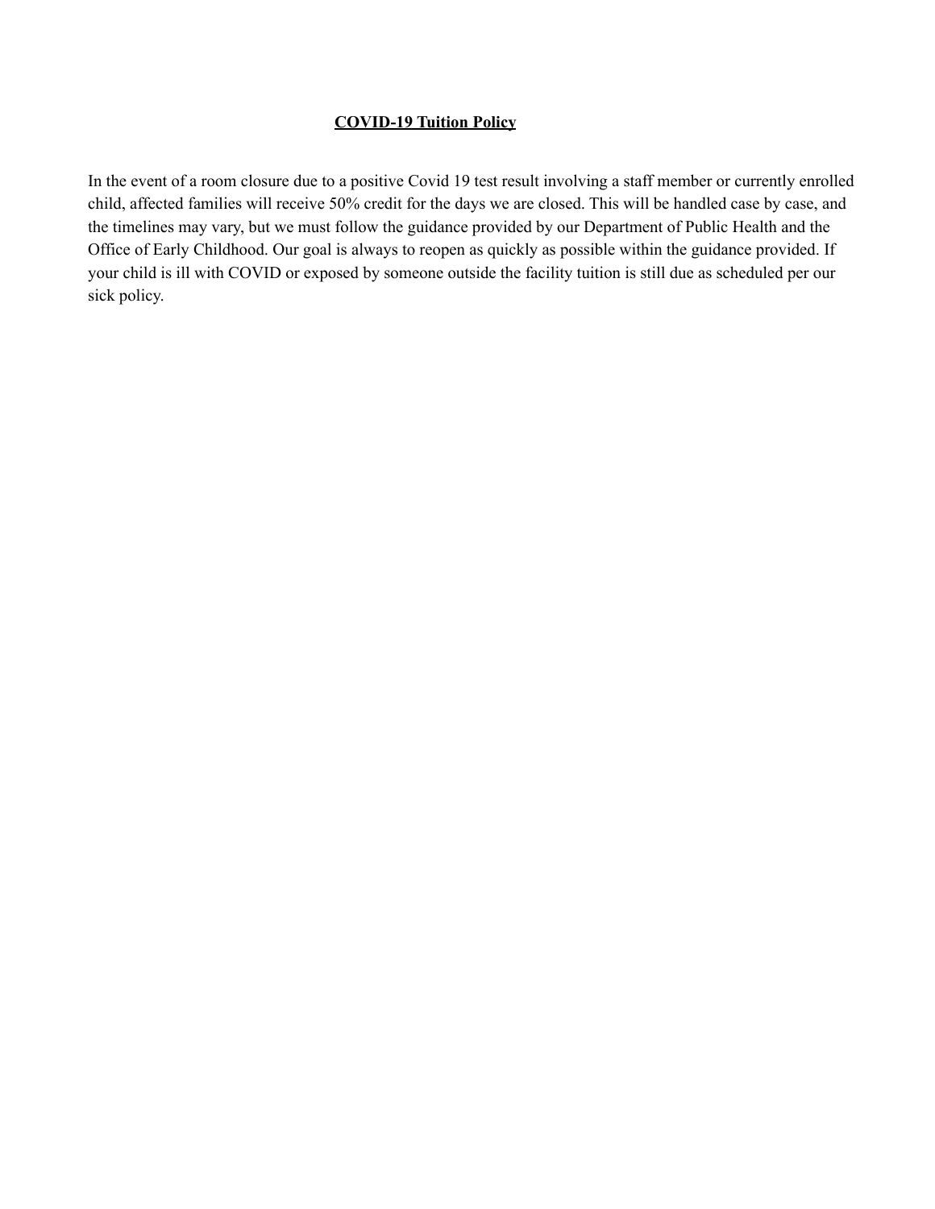**COVID-19 Tuition Policy**

In the event of a room closure due to a positive Covid 19 test result involving a staff member or currently enrolled child, affected families will receive 50% credit for the days we are closed. This will be handled case by case, and the timelines may vary, but we must follow the guidance provided by our Department of Public Health and the Office of Early Childhood. Our goal is always to reopen as quickly as possible within the guidance provided. If your child is ill with COVID or exposed by someone outside the facility tuition is still due as scheduled per our sick policy.